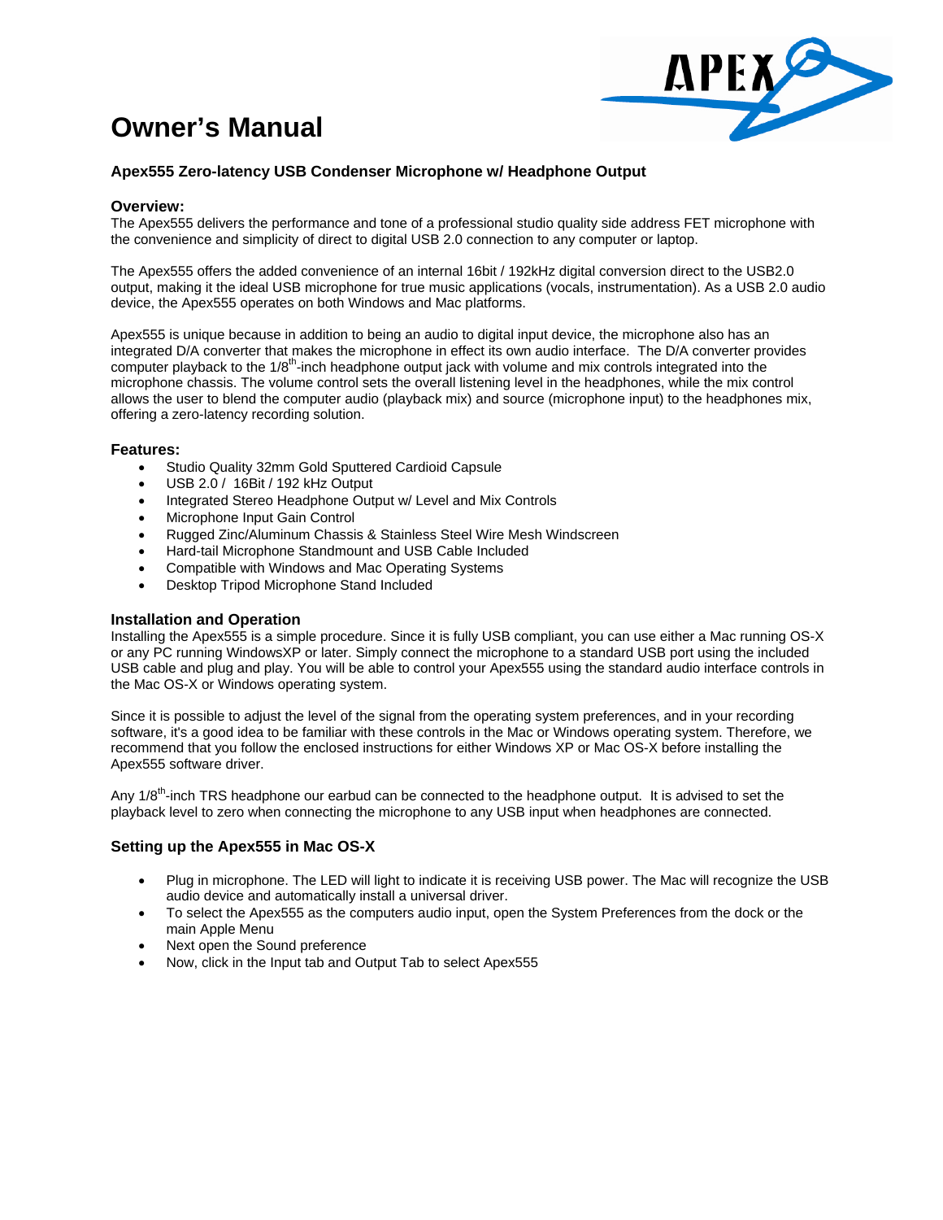# Owner's Manual

### Apex555 Zero-latency USB Condenser Microphone w/ Headphone Output

#### Overview:

The Apex555 delivers the performance and tone of a professional studio quality side address FET microphone with the convenience and simplicity of direct to digital USB 2.0 connection to any computer or laptop.

The Apex555 offers the added convenience of an internal 16bit / 192kHz digital conversion direct to the USB2.0 output, making it the ideal USB microphone for true music applications (vocals, instrumentation). As a USB 2.0 audio device, the Apex555 operates on both Windows and Mac platforms.

Apex555 is unique because in addition to being an audio to digital input device, the microphone also has an integrated D/A converter that makes the microphone in effect its own audio interface. The D/A converter provides computer playback to the 1/8$^{th}$-inch headphone output jack with volume and mix controls integrated into the microphone chassis. The volume control sets the overall listening level in the headphones, while the mix control allows the user to blend the computer audio (playback mix) and source (microphone input) to the headphones mix, offering a zero-latency recording solution.

#### Features:

- Studio Quality 32mm Gold Sputtered Cardioid Capsule
- USB 2.0 / 16Bit / 192 kHz Output
- Integrated Stereo Headphone Output w/ Level and Mix Controls
- Microphone Input Gain Control
- Rugged Zinc/Aluminum Chassis & Stainless Steel Wire Mesh Windscreen
- Hard-tail Microphone Standmount and USB Cable Included
- Compatible with Windows and Mac Operating Systems
- Desktop Tripod Microphone Stand Included

#### Installation and Operation

Installing the Apex555 is a simple procedure. Since it is fully USB compliant, you can use either a Mac running OS-X or any PC running WindowsXP or later. Simply connect the microphone to a standard USB port using the included USB cable and plug and play. You will be able to control your Apex555 using the standard audio interface controls in the Mac OS-X or Windows operating system.

Since it is possible to adjust the level of the signal from the operating system preferences, and in your recording software, it's a good idea to be familiar with these controls in the Mac or Windows operating system. Therefore, we recommend that you follow the enclosed instructions for either Windows XP or Mac OS-X before installing the Apex555 software driver.

Any 1/8$^{th}$-inch TRS headphone our earbud can be connected to the headphone output. It is advised to set the playback level to zero when connecting the microphone to any USB input when headphones are connected.

### Setting up the Apex555 in Mac OS-X

- Plug in microphone. The LED will light to indicate it is receiving USB power. The Mac will recognize the USB audio device and automatically install a universal driver.
- To select the Apex555 as the computers audio input, open the System Preferences from the dock or the main Apple Menu
- Next open the Sound preference
- Now, click in the Input tab and Output Tab to select Apex555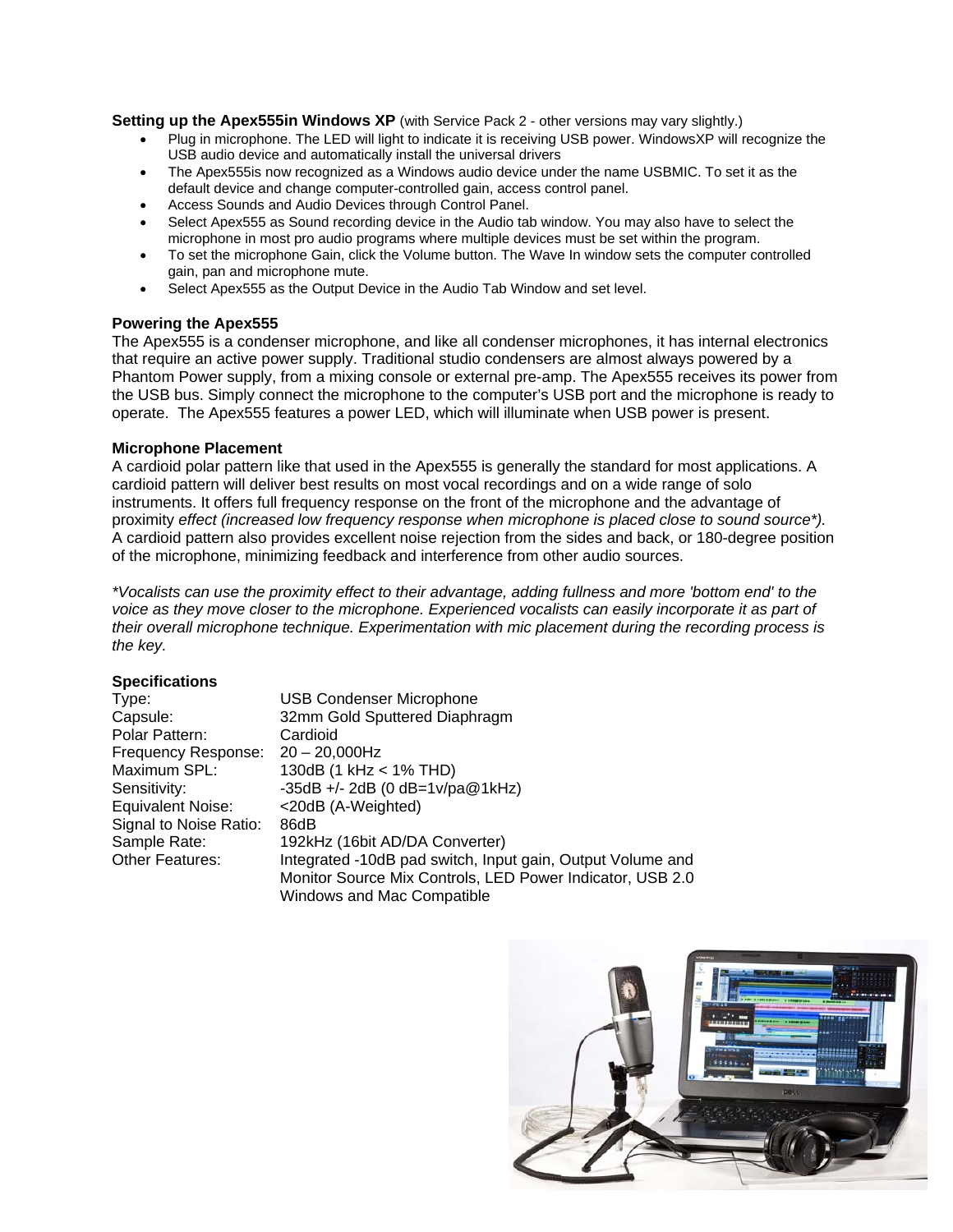**Setting up the Apex555in Windows XP** (with Service Pack 2 - other versions may vary slightly.)

- Plug in microphone. The LED will light to indicate it is receiving USB power. WindowsXP will recognize the USB audio device and automatically install the universal drivers
- The Apex555is now recognized as a Windows audio device under the name USBMIC. To set it as the default device and change computer-controlled gain, access control panel.
- Access Sounds and Audio Devices through Control Panel.
- Select Apex555 as Sound recording device in the Audio tab window. You may also have to select the microphone in most pro audio programs where multiple devices must be set within the program.
- To set the microphone Gain, click the Volume button. The Wave In window sets the computer controlled gain, pan and microphone mute.
- Select Apex555 as the Output Device in the Audio Tab Window and set level.

**Powering the Apex555**

The Apex555 is a condenser microphone, and like all condenser microphones, it has internal electronics that require an active power supply. Traditional studio condensers are almost always powered by a Phantom Power supply, from a mixing console or external pre-amp. The Apex555 receives its power from the USB bus. Simply connect the microphone to the computer's USB port and the microphone is ready to operate. The Apex555 features a power LED, which will illuminate when USB power is present.

**Microphone Placement**

A cardioid polar pattern like that used in the Apex555 is generally the standard for most applications. A cardioid pattern will deliver best results on most vocal recordings and on a wide range of solo instruments. It offers full frequency response on the front of the microphone and the advantage of proximity *effect (increased low frequency response when microphone is placed close to sound source*).* A cardioid pattern also provides excellent noise rejection from the sides and back, or 180-degree position of the microphone, minimizing feedback and interference from other audio sources.

*\*Vocalists can use the proximity effect to their advantage, adding fullness and more 'bottom end' to the voice as they move closer to the microphone. Experienced vocalists can easily incorporate it as part of their overall microphone technique. Experimentation with mic placement during the recording process is the key.*

**Specifications**

| | |
|---|---|
| Type: | USB Condenser Microphone |
| Capsule: | 32mm Gold Sputtered Diaphragm |
| Polar Pattern: | Cardioid |
| Frequency Response: | 20 – 20,000Hz |
| Maximum SPL: | 130dB (1 kHz < 1% THD) |
| Sensitivity: | -35dB +/- 2dB (0 dB=1v/pa@1kHz) |
| Equivalent Noise: | <20dB (A-Weighted) |
| Signal to Noise Ratio: | 86dB |
| Sample Rate: | 192kHz (16bit AD/DA Converter) |
| Other Features: | Integrated -10dB pad switch, Input gain, Output Volume and Monitor Source Mix Controls, LED Power Indicator, USB 2.0 Windows and Mac Compatible |